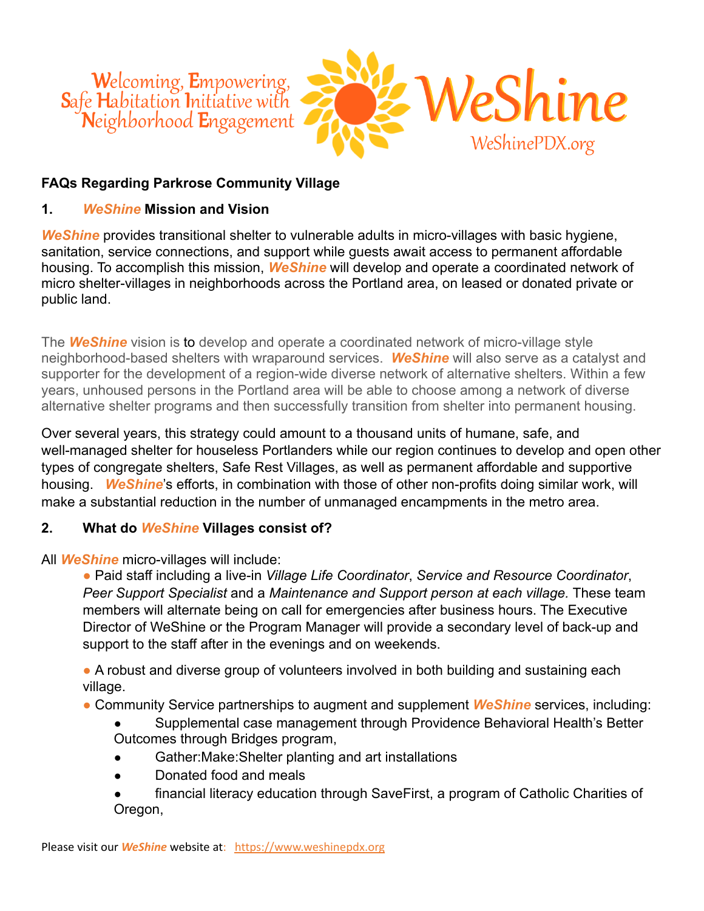Welcoming, Empowering, Safe Habitation Initiative with Neighborhood Engagement

# WeShine

WeShinePDX.org

## FAQs Regarding Parkrose Community Village

### 1. *WeShine* Mission and Vision

***WeShine*** provides transitional shelter to vulnerable adults in micro-villages with basic hygiene, sanitation, service connections, and support while guests await access to permanent affordable housing. To accomplish this mission, ***WeShine*** will develop and operate a coordinated network of micro shelter-villages in neighborhoods across the Portland area, on leased or donated private or public land.

The ***WeShine*** vision is to develop and operate a coordinated network of micro-village style neighborhood-based shelters with wraparound services. ***WeShine*** will also serve as a catalyst and supporter for the development of a region-wide diverse network of alternative shelters. Within a few years, unhoused persons in the Portland area will be able to choose among a network of diverse alternative shelter programs and then successfully transition from shelter into permanent housing.

Over several years, this strategy could amount to a thousand units of humane, safe, and well-managed shelter for houseless Portlanders while our region continues to develop and open other types of congregate shelters, Safe Rest Villages, as well as permanent affordable and supportive housing. ***WeShine***'s efforts, in combination with those of other non-profits doing similar work, will make a substantial reduction in the number of unmanaged encampments in the metro area.

### 2. What do *WeShine* Villages consist of?

All ***WeShine*** micro-villages will include:

- Paid staff including a live-in *Village Life Coordinator*, *Service and Resource Coordinator*, *Peer Support Specialist* and a *Maintenance and Support person at each village.* These team members will alternate being on call for emergencies after business hours. The Executive Director of WeShine or the Program Manager will provide a secondary level of back-up and support to the staff after in the evenings and on weekends.
- A robust and diverse group of volunteers involved in both building and sustaining each village.
- Community Service partnerships to augment and supplement ***WeShine*** services, including:
  - Supplemental case management through Providence Behavioral Health's Better Outcomes through Bridges program,
  - Gather:Make:Shelter planting and art installations
  - Donated food and meals
  - financial literacy education through SaveFirst, a program of Catholic Charities of Oregon,

Please visit our ***WeShine*** website at: https://www.weshinepdx.org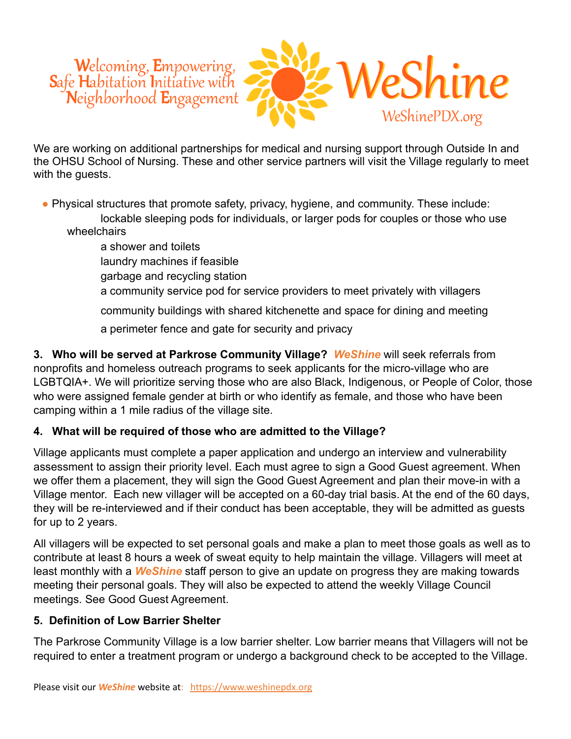We are working on additional partnerships for medical and nursing support through Outside In and the OHSU School of Nursing. These and other service partners will visit the Village regularly to meet with the guests.

- Physical structures that promote safety, privacy, hygiene, and community. These include:
  - lockable sleeping pods for individuals, or larger pods for couples or those who use wheelchairs
  - a shower and toilets
  - laundry machines if feasible
  - garbage and recycling station
  - a community service pod for service providers to meet privately with villagers
  - community buildings with shared kitchenette and space for dining and meeting
  - a perimeter fence and gate for security and privacy

**3. Who will be served at Parkrose Community Village?** ***WeShine*** will seek referrals from nonprofits and homeless outreach programs to seek applicants for the micro-village who are LGBTQIA+. We will prioritize serving those who are also Black, Indigenous, or People of Color, those who were assigned female gender at birth or who identify as female, and those who have been camping within a 1 mile radius of the village site.

**4. What will be required of those who are admitted to the Village?**

Village applicants must complete a paper application and undergo an interview and vulnerability assessment to assign their priority level. Each must agree to sign a Good Guest agreement. When we offer them a placement, they will sign the Good Guest Agreement and plan their move-in with a Village mentor. Each new villager will be accepted on a 60-day trial basis. At the end of the 60 days, they will be re-interviewed and if their conduct has been acceptable, they will be admitted as guests for up to 2 years.

All villagers will be expected to set personal goals and make a plan to meet those goals as well as to contribute at least 8 hours a week of sweat equity to help maintain the village. Villagers will meet at least monthly with a ***WeShine*** staff person to give an update on progress they are making towards meeting their personal goals. They will also be expected to attend the weekly Village Council meetings. See Good Guest Agreement.

**5. Definition of Low Barrier Shelter**

The Parkrose Community Village is a low barrier shelter. Low barrier means that Villagers will not be required to enter a treatment program or undergo a background check to be accepted to the Village.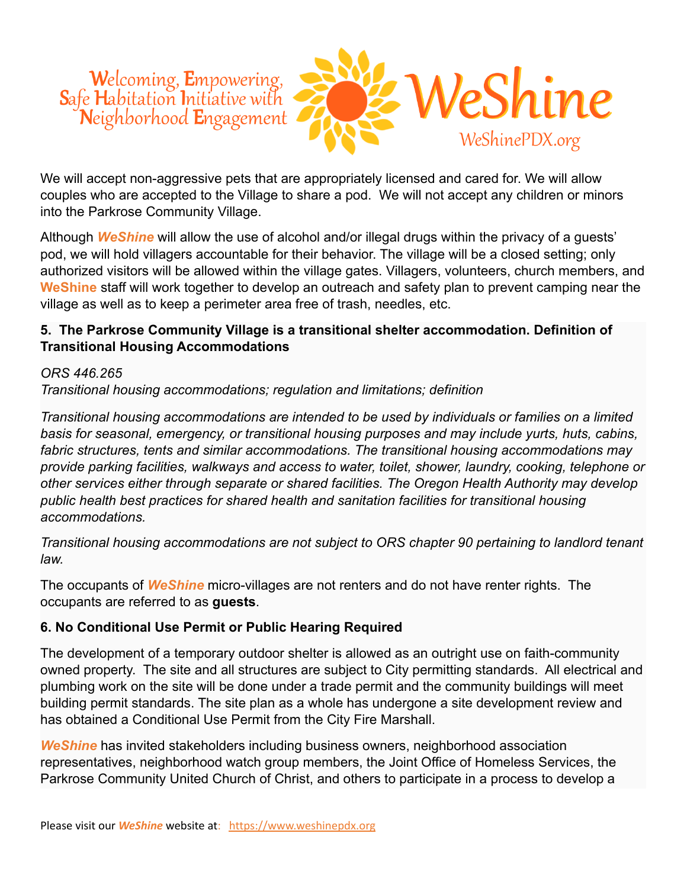We will accept non-aggressive pets that are appropriately licensed and cared for. We will allow couples who are accepted to the Village to share a pod. We will not accept any children or minors into the Parkrose Community Village.

Although ***WeShine*** will allow the use of alcohol and/or illegal drugs within the privacy of a guests' pod, we will hold villagers accountable for their behavior. The village will be a closed setting; only authorized visitors will be allowed within the village gates. Villagers, volunteers, church members, and **WeShine** staff will work together to develop an outreach and safety plan to prevent camping near the village as well as to keep a perimeter area free of trash, needles, etc.

**5. The Parkrose Community Village is a transitional shelter accommodation. Definition of Transitional Housing Accommodations**

*ORS 446.265*
*Transitional housing accommodations; regulation and limitations; definition*

*Transitional housing accommodations are intended to be used by individuals or families on a limited basis for seasonal, emergency, or transitional housing purposes and may include yurts, huts, cabins, fabric structures, tents and similar accommodations. The transitional housing accommodations may provide parking facilities, walkways and access to water, toilet, shower, laundry, cooking, telephone or other services either through separate or shared facilities. The Oregon Health Authority may develop public health best practices for shared health and sanitation facilities for transitional housing accommodations.*

*Transitional housing accommodations are not subject to ORS chapter 90 pertaining to landlord tenant law.*

The occupants of ***WeShine*** micro-villages are not renters and do not have renter rights. The occupants are referred to as **guests**.

**6. No Conditional Use Permit or Public Hearing Required**

The development of a temporary outdoor shelter is allowed as an outright use on faith-community owned property. The site and all structures are subject to City permitting standards. All electrical and plumbing work on the site will be done under a trade permit and the community buildings will meet building permit standards. The site plan as a whole has undergone a site development review and has obtained a Conditional Use Permit from the City Fire Marshall.

***WeShine*** has invited stakeholders including business owners, neighborhood association representatives, neighborhood watch group members, the Joint Office of Homeless Services, the Parkrose Community United Church of Christ, and others to participate in a process to develop a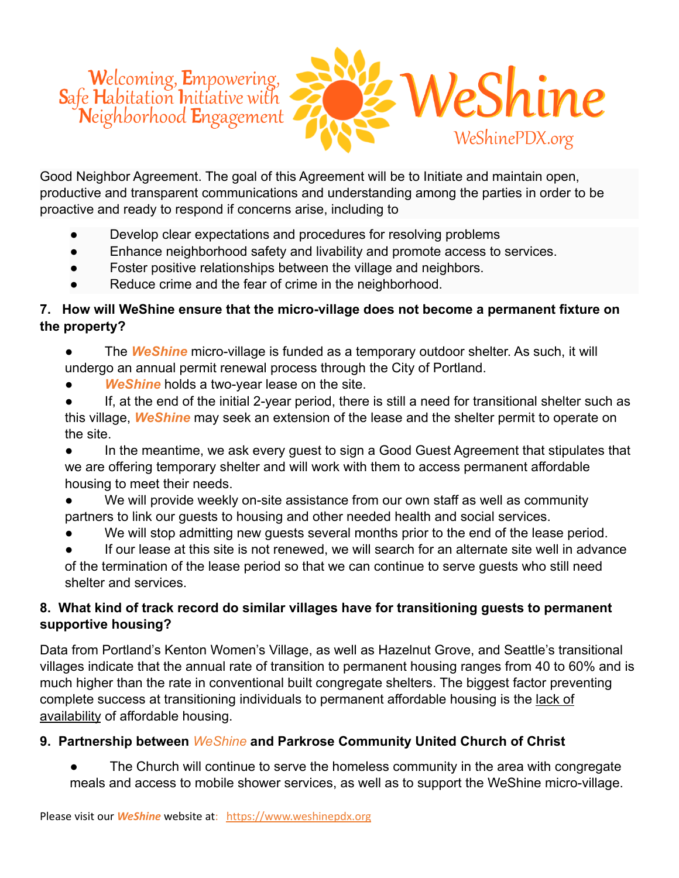Good Neighbor Agreement. The goal of this Agreement will be to Initiate and maintain open, productive and transparent communications and understanding among the parties in order to be proactive and ready to respond if concerns arise, including to

- Develop clear expectations and procedures for resolving problems
- Enhance neighborhood safety and livability and promote access to services.
- Foster positive relationships between the village and neighbors.
- Reduce crime and the fear of crime in the neighborhood.

**7. How will WeShine ensure that the micro-village does not become a permanent fixture on the property?**

- The ***WeShine*** micro-village is funded as a temporary outdoor shelter. As such, it will undergo an annual permit renewal process through the City of Portland.
- ***WeShine*** holds a two-year lease on the site.
- If, at the end of the initial 2-year period, there is still a need for transitional shelter such as this village, ***WeShine*** may seek an extension of the lease and the shelter permit to operate on the site.
- In the meantime, we ask every guest to sign a Good Guest Agreement that stipulates that we are offering temporary shelter and will work with them to access permanent affordable housing to meet their needs.
- We will provide weekly on-site assistance from our own staff as well as community partners to link our guests to housing and other needed health and social services.
- We will stop admitting new guests several months prior to the end of the lease period.
- If our lease at this site is not renewed, we will search for an alternate site well in advance of the termination of the lease period so that we can continue to serve guests who still need shelter and services.

**8. What kind of track record do similar villages have for transitioning guests to permanent supportive housing?**

Data from Portland's Kenton Women's Village, as well as Hazelnut Grove, and Seattle's transitional villages indicate that the annual rate of transition to permanent housing ranges from 40 to 60% and is much higher than the rate in conventional built congregate shelters. The biggest factor preventing complete success at transitioning individuals to permanent affordable housing is the lack of availability of affordable housing.

**9. Partnership between *WeShine* and Parkrose Community United Church of Christ**

- The Church will continue to serve the homeless community in the area with congregate meals and access to mobile shower services, as well as to support the WeShine micro-village.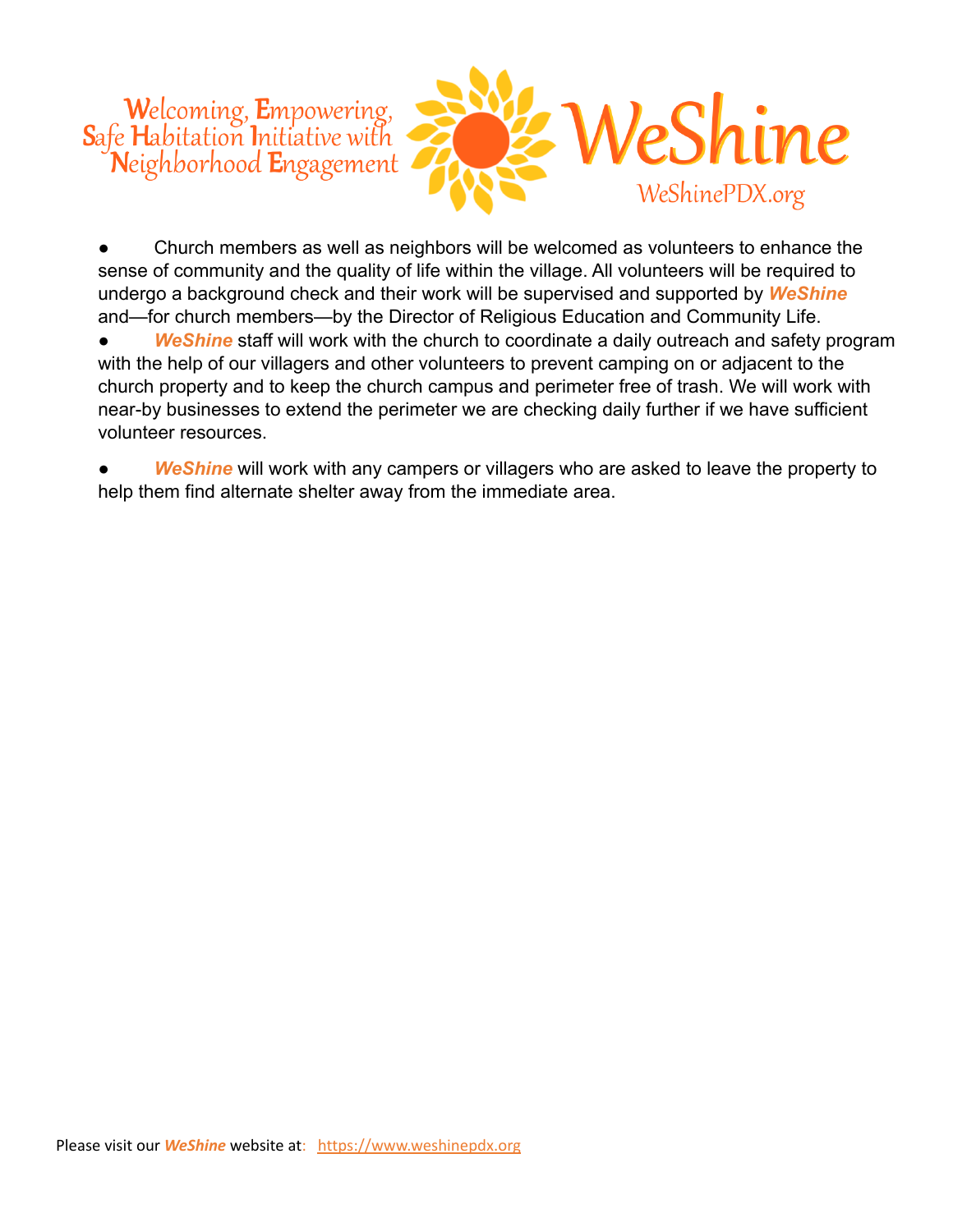- Church members as well as neighbors will be welcomed as volunteers to enhance the sense of community and the quality of life within the village. All volunteers will be required to undergo a background check and their work will be supervised and supported by ***WeShine*** and—for church members—by the Director of Religious Education and Community Life.
- ***WeShine*** staff will work with the church to coordinate a daily outreach and safety program with the help of our villagers and other volunteers to prevent camping on or adjacent to the church property and to keep the church campus and perimeter free of trash. We will work with near-by businesses to extend the perimeter we are checking daily further if we have sufficient volunteer resources.
- ***WeShine*** will work with any campers or villagers who are asked to leave the property to help them find alternate shelter away from the immediate area.